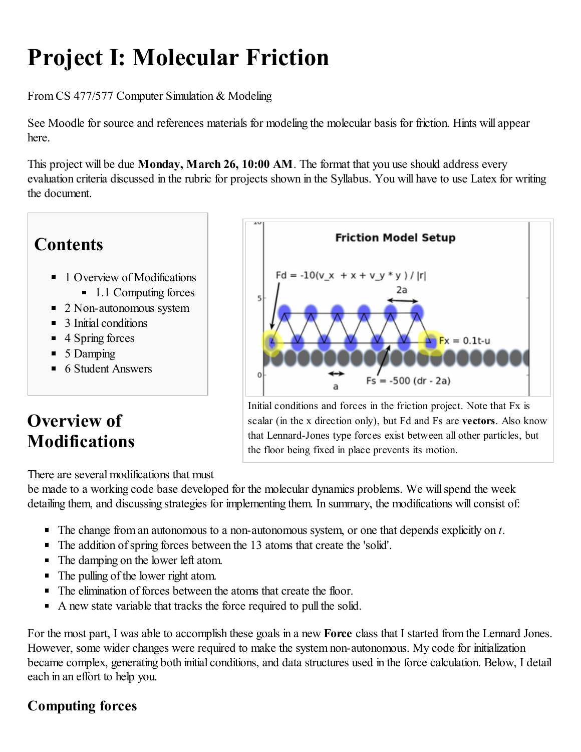# Project I: Molecular Friction

From CS 477/577 Computer Simulation & Modeling

See Moodle for source and references materials for modeling the molecular basis for friction. Hints will appear here.

This project will be due **Monday, March 26, 10:00 AM**. The format that you use should address every evaluation criteria discussed in the rubric for projects shown in the Syllabus. You will have to use Latex for writing the document.

## Contents

- 1 Overview of Modifications
  - 1.1 Computing forces
- 2 Non-autonomous system
- 3 Initial conditions
- 4 Spring forces
- 5 Damping
- 6 Student Answers

Initial conditions and forces in the friction project. Note that Fx is scalar (in the x direction only), but Fd and Fs are **vectors**. Also know that Lennard-Jones type forces exist between all other particles, but the floor being fixed in place prevents its motion.

## Overview of Modifications

There are several modifications that must be made to a working code base developed for the molecular dynamics problems. We will spend the week detailing them, and discussing strategies for implementing them. In summary, the modifications will consist of:

- The change from an autonomous to a non-autonomous system, or one that depends explicitly on $t$.
- The addition of spring forces between the 13 atoms that create the 'solid'.
- The damping on the lower left atom.
- The pulling of the lower right atom.
- The elimination of forces between the atoms that create the floor.
- A new state variable that tracks the force required to pull the solid.

For the most part, I was able to accomplish these goals in a new **Force** class that I started from the Lennard Jones. However, some wider changes were required to make the system non-autonomous. My code for initialization became complex, generating both initial conditions, and data structures used in the force calculation. Below, I detail each in an effort to help you.

### Computing forces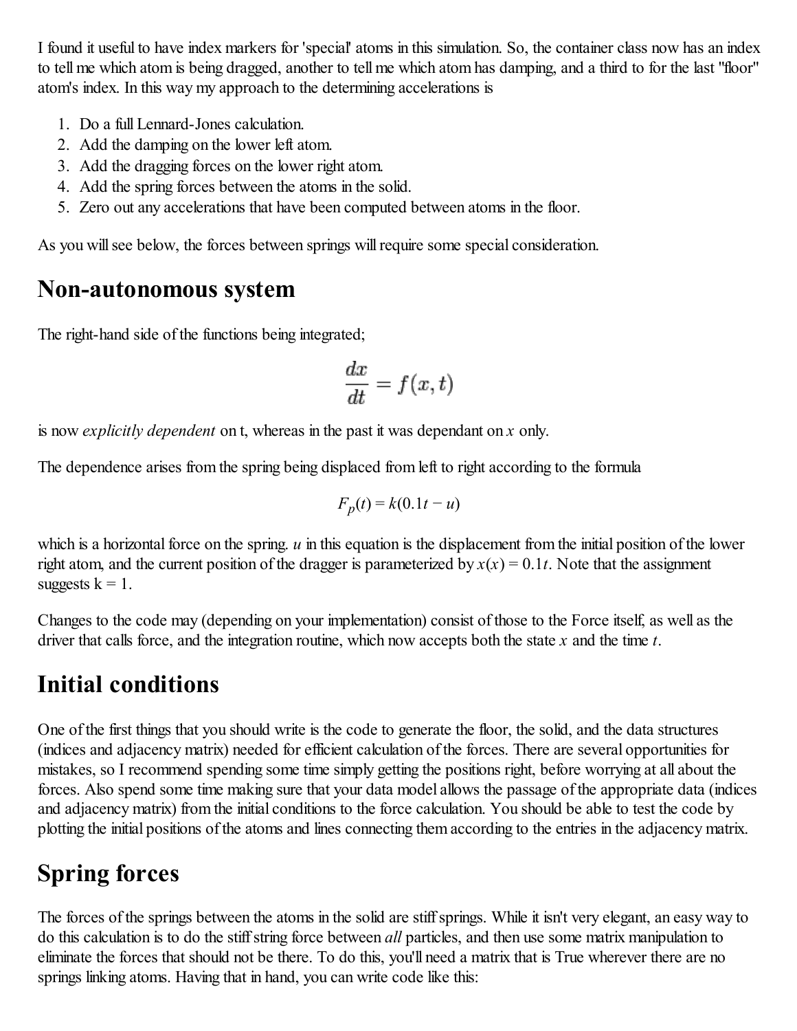I found it useful to have index markers for 'special' atoms in this simulation. So, the container class now has an index to tell me which atom is being dragged, another to tell me which atom has damping, and a third to for the last "floor" atom's index. In this way my approach to the determining accelerations is

1. Do a full Lennard-Jones calculation.
2. Add the damping on the lower left atom.
3. Add the dragging forces on the lower right atom.
4. Add the spring forces between the atoms in the solid.
5. Zero out any accelerations that have been computed between atoms in the floor.

As you will see below, the forces between springs will require some special consideration.

## Non-autonomous system

The right-hand side of the functions being integrated;

$$\frac{dx}{dt} = f(x,t)$$

is now *explicitly dependent* on t, whereas in the past it was dependant on $x$ only.

The dependence arises from the spring being displaced from left to right according to the formula

$$F_p(t) = k(0.1t - u)$$

which is a horizontal force on the spring. $u$ in this equation is the displacement from the initial position of the lower right atom, and the current position of the dragger is parameterized by $x(x) = 0.1t$. Note that the assignment suggests k = 1.

Changes to the code may (depending on your implementation) consist of those to the Force itself, as well as the driver that calls force, and the integration routine, which now accepts both the state $x$ and the time $t$.

## Initial conditions

One of the first things that you should write is the code to generate the floor, the solid, and the data structures (indices and adjacency matrix) needed for efficient calculation of the forces. There are several opportunities for mistakes, so I recommend spending some time simply getting the positions right, before worrying at all about the forces. Also spend some time making sure that your data model allows the passage of the appropriate data (indices and adjacency matrix) from the initial conditions to the force calculation. You should be able to test the code by plotting the initial positions of the atoms and lines connecting them according to the entries in the adjacency matrix.

## Spring forces

The forces of the springs between the atoms in the solid are stiff springs. While it isn't very elegant, an easy way to do this calculation is to do the stiff string force between *all* particles, and then use some matrix manipulation to eliminate the forces that should not be there. To do this, you'll need a matrix that is True wherever there are no springs linking atoms. Having that in hand, you can write code like this: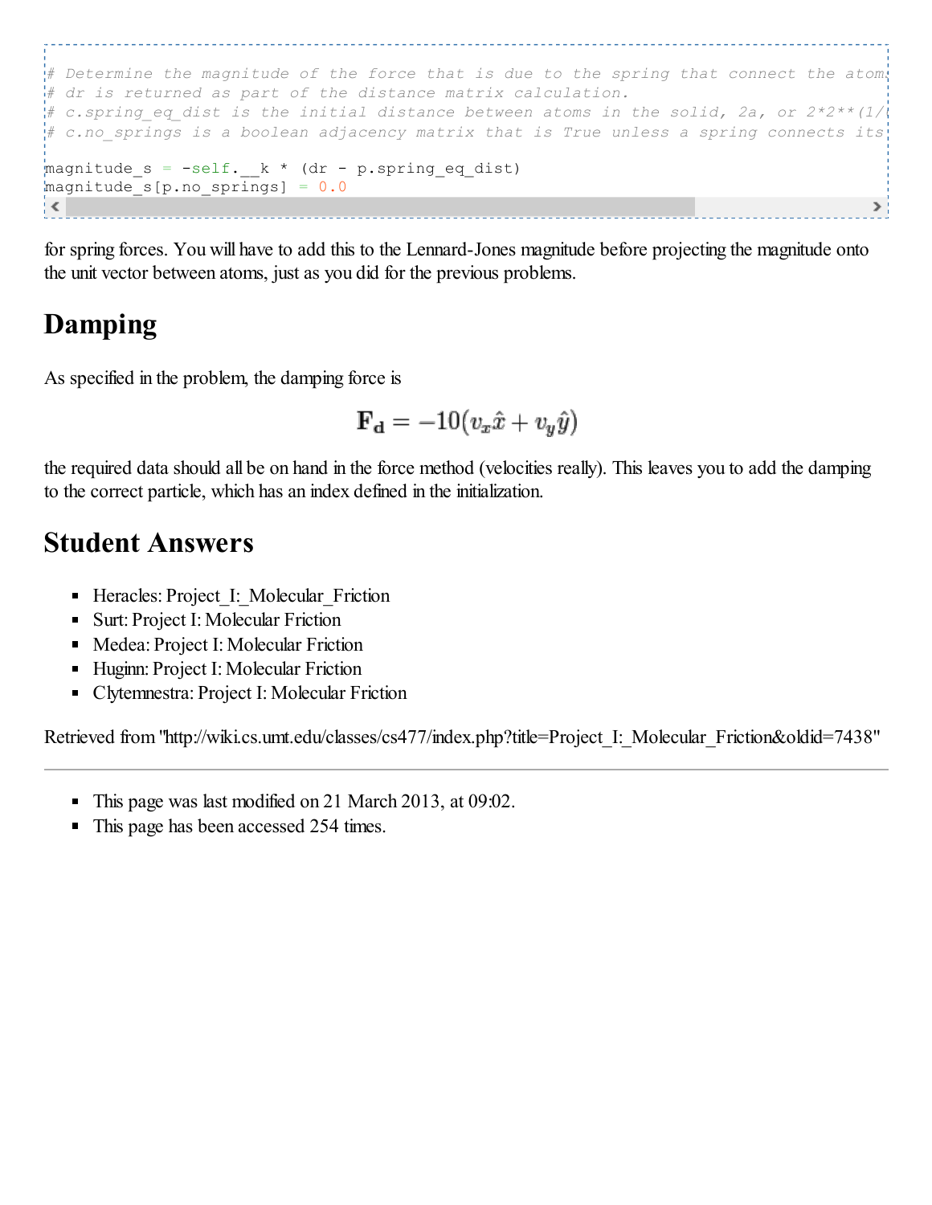```
# Determine the magnitude of the force that is due to the spring that connect the atom
# dr is returned as part of the distance matrix calculation.
# c.spring_eq_dist is the initial distance between atoms in the solid, 2a, or 2*2**(1/
# c.no_springs is a boolean adjacency matrix that is True unless a spring connects its

magnitude_s = -self.__k * (dr - p.spring_eq_dist)
magnitude_s[p.no_springs] = 0.0
```

for spring forces. You will have to add this to the Lennard-Jones magnitude before projecting the magnitude onto the unit vector between atoms, just as you did for the previous problems.

## Damping

As specified in the problem, the damping force is

$$\mathbf{F_d} = -10(v_x\hat{x} + v_y\hat{y})$$

the required data should all be on hand in the force method (velocities really). This leaves you to add the damping to the correct particle, which has an index defined in the initialization.

## Student Answers

- Heracles: Project_I:_Molecular_Friction
- Surt: Project I: Molecular Friction
- Medea: Project I: Molecular Friction
- Huginn: Project I: Molecular Friction
- Clytemnestra: Project I: Molecular Friction

Retrieved from "http://wiki.cs.umt.edu/classes/cs477/index.php?title=Project_I:_Molecular_Friction&oldid=7438"

---

- This page was last modified on 21 March 2013, at 09:02.
- This page has been accessed 254 times.